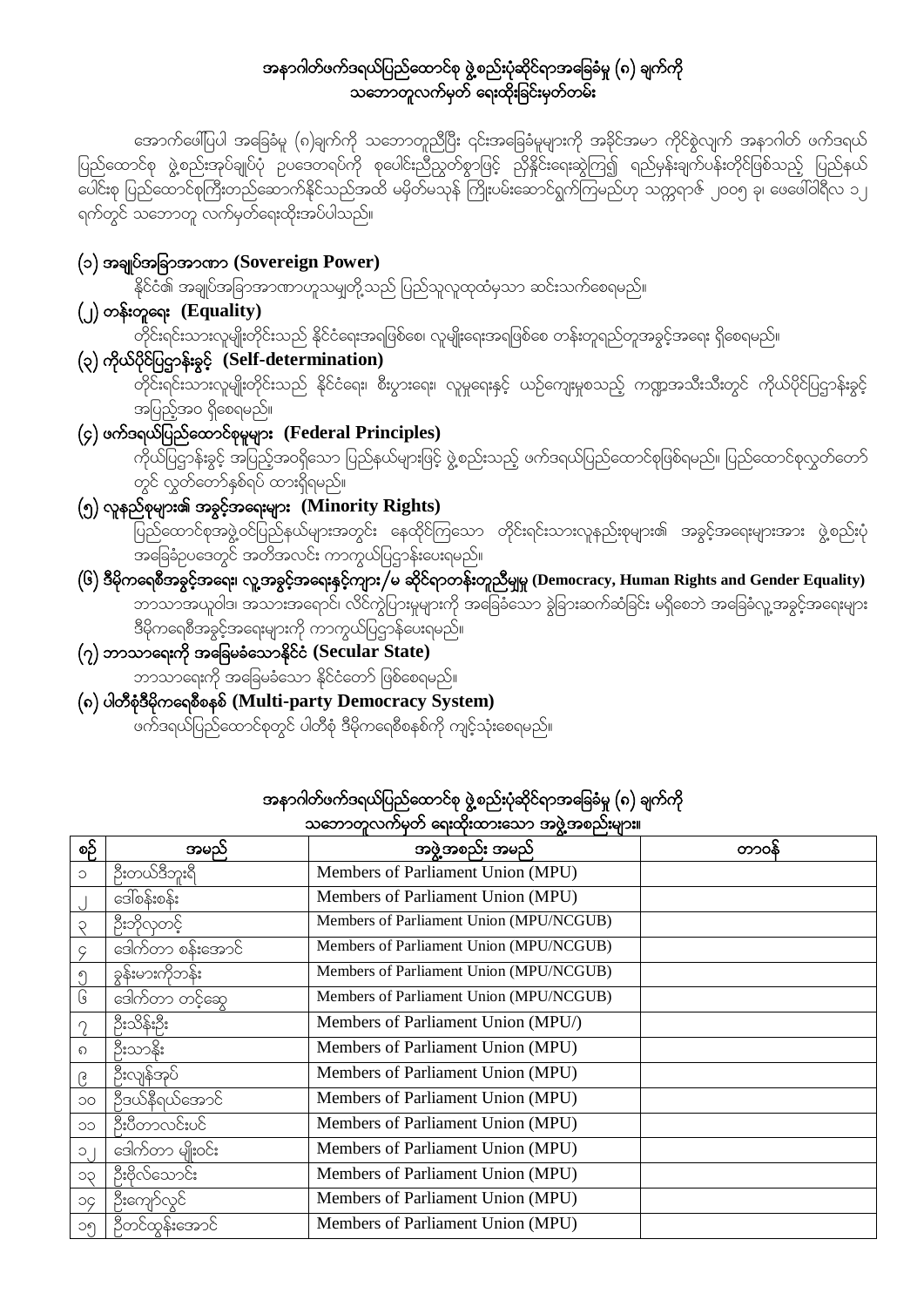# အနာဂါတ်ဖက်ဒရယ်ပြည်ထောင်စု ဖွဲ့စည်းပုံဆိုင်ရာအခြေခံမူ (၈) ချက်ကို သဘောတူလက်မှတ် ရေးထိုးခြင်းမှတ်တမ်း

အောက်ဖော်ပြပါ အခြေခံမူ (၈)ချက်ကို သဘောတူညီပြီး ၎င်းအခြေခံမူများကို အခိုင်အမာ ကိုင်စွဲလျက် အနာဂါတ် ဖက်ဒရယ် ပြည်ထောင်စု ဖွဲ့စည်းအုပ်ချုပ်ပုံ ဥပဒေတရပ်ကို စုပေါင်းညှိနှိုင်းစွာဖြင့် ညှိနှိုင်းရေးဆွဲကြ၍ ရည်မှန်းချက်ပန်းတိုင်ဖြစ်သည့် ပြည်နယ်ပေါင်းစု ပြည်ထောင်စုကြီးတည်ဆောက်နိုင်သည်အထိ မဖိုတ်မသုန် ကြိုးပမ်းဆောင်ရွက်ကြမည်ဟု သက္ကရာဇ် ၂၀၀၅ ခု၊ ဖေဖော်ဝါရီလ ၁၂ ရက်တွင် သဘောတူ လက်မှတ်ရေးထိုးအပ်ပါသည်။

## (၁) အချုပ်အခြာအာဏာ (Sovereign Power)

နိုင်ငံ၏ အချုပ်အခြာအာဏာဟူသမျှတို့သည် ပြည်သူလူထုထံမှသာ ဆင်းသက်စေရမည်။

## (၂) တန်းတူရေး (Equality)

တိုင်းရင်းသားလူမျိုးတိုင်းသည် နိုင်ငံရေးအရဖြစ်စေ၊ လူမျိုးရေးအရဖြစ်စေ တန်းတူရည်တူအခွင့်အရေး ရှိစေရမည်။

## (၃) ကိုယ်ပိုင်ပြဋ္ဌာန်းခွင့် (Self-determination)

တိုင်းရင်းသားလူမျိုးတိုင်းသည် နိုင်ငံရေး၊ စီးပွားရေး၊ လူမှုရေးနှင့် ယဉ်ကျေးမှုစသည့် ကဏ္ဍအသီးသီးတွင် ကိုယ်ပိုင်ပြဋ္ဌာန်းခွင့် အပြည့်အဝ ရှိစေရမည်။

## (၄) ဖက်ဒရယ်ပြည်ထောင်စုမူများ (Federal Principles)

ကိုယ်ပြဋ္ဌာန်းခွင့် အပြည့်အဝရှိသော ပြည်နယ်များဖြင့် ဖွဲ့စည်းသည့် ဖက်ဒရယ်ပြည်ထောင်စုဖြစ်ရမည်။ ပြည်ထောင်စုလွှတ်တော်တွင် လွှတ်တော်နှစ်ရပ် ထားရှိရမည်။

## (၅) လူနည်းစုများ၏ အခွင့်အရေးများ (Minority Rights)

ပြည်ထောင်စုအဖွဲ့ဝင်ပြည်နယ်များအတွင်း နေထိုင်ကြသော တိုင်းရင်းသားလူနည်းစုများ၏ အခွင့်အရေးများအား ဖွဲ့စည်းပုံ အခြေခံဥပဒေတွင် အတိအလင်း ကာကွယ်ပြဋ္ဌာန်းပေးရမည်။

## (၆) ဒီမိုကရေစီအခွင့်အရေး၊ လူ့အခွင့်အရေးနှင့်ကျား/မ ဆိုင်ရာတန်းတူညီမျှမှု (Democracy, Human Rights and Gender Equality)

ဘာသာအယူဝါဒ၊ အသားအရောင်၊ လိင်ကွဲပြားမှုများကို အခြေခံသော ခွဲခြားဆက်ဆံခြင်း မရှိစေဘဲ အခြေခံလူ့အခွင့်အရေးများ ဒီမိုကရေစီအခွင့်အရေးများကို ကာကွယ်ပြဋ္ဌာန်းပေးရမည်။

## (၇) ဘာသာရေးကို အခြေမခံသောနိုင်ငံ (Secular State)

ဘာသာရေးကို အခြေမခံသော နိုင်ငံတော် ဖြစ်စေရမည်။

## (၈) ပါတီစုံဒီမိုကရေစီစနစ် (Multi-party Democracy System)

ဖက်ဒရယ်ပြည်ထောင်စုတွင် ပါတီစုံ ဒီမိုကရေစီစနစ်ကို ကျင့်သုံးစေရမည်။

# အနာဂါတ်ဖက်ဒရယ်ပြည်ထောင်စု ဖွဲ့စည်းပုံဆိုင်ရာအခြေခံမူ (၈) ချက်ကို သဘောတူလက်မှတ် ရေးထိုးထားသော အဖွဲ့အစည်းများ။

| စဉ် | အမည် | အဖွဲ့အစည်း အမည် | တာဝန် |
|---|---|---|---|
| ၁ | ဦးတယ်ဒီဘူးရီ | Members of Parliament Union (MPU) | |
| ၂ | ဒေါ်စန်းစန်း | Members of Parliament Union (MPU) | |
| ၃ | ဦးဘိုလှတင့် | Members of Parliament Union (MPU/NCGUB) | |
| ၄ | ဒေါက်တာ စန်းအောင် | Members of Parliament Union (MPU/NCGUB) | |
| ၅ | ခွန်မားကိုဘန်း | Members of Parliament Union (MPU/NCGUB) | |
| ၆ | ဒေါက်တာ တင့်ဆွေ | Members of Parliament Union (MPU/NCGUB) | |
| ၇ | ဦးသိန်းဦး | Members of Parliament Union (MPU/) | |
| ၈ | ဦးသာနိုး | Members of Parliament Union (MPU) | |
| ၉ | ဦးလျန်အုပ် | Members of Parliament Union (MPU) | |
| ၁၀ | ဦးဒယ်နီရယ်အောင် | Members of Parliament Union (MPU) | |
| ၁၁ | ဦးပီတာလင်းပင် | Members of Parliament Union (MPU) | |
| ၁၂ | ဒေါက်တာ မျိုးဝင်း | Members of Parliament Union (MPU) | |
| ၁၃ | ဦးဗိုလ်သောင်း | Members of Parliament Union (MPU) | |
| ၁၄ | ဦးကျော်လွင် | Members of Parliament Union (MPU) | |
| ၁၅ | ဦးတင်ထွန်းအောင် | Members of Parliament Union (MPU) | |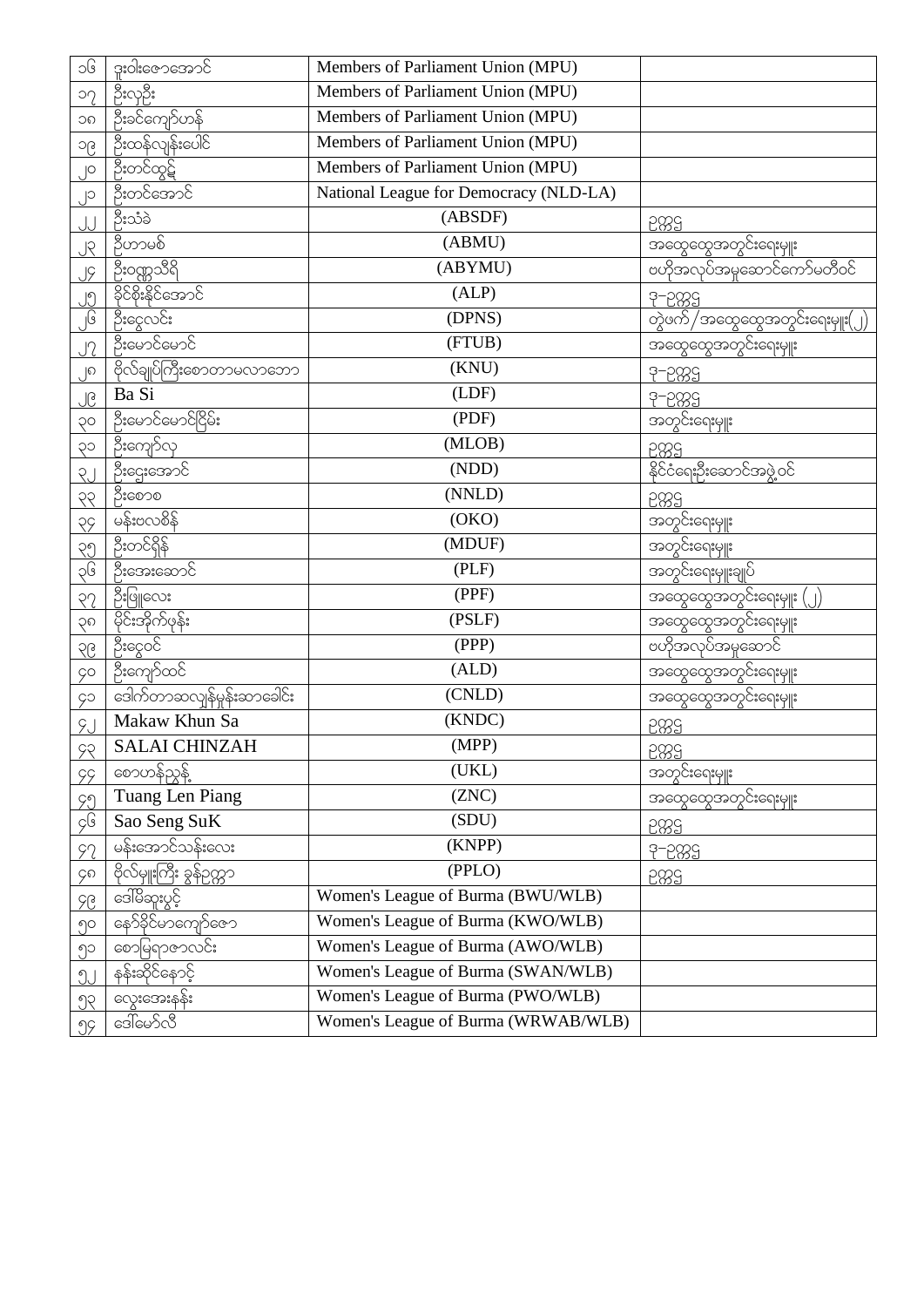| ၁၆ | ဒူးဝါးဇော်အောင် | Members of Parliament Union (MPU) | |
|---|---|---|---|
| ၁၇ | ဦးလှဦး | Members of Parliament Union (MPU) | |
| ၁၈ | ဦးခင်ကျော်ဟန် | Members of Parliament Union (MPU) | |
| ၁၉ | ဦးထန်လျန်းပေါင် | Members of Parliament Union (MPU) | |
| ၂၀ | ဦးတင်ထွန်း | Members of Parliament Union (MPU) | |
| ၂၁ | ဦးတင်အောင် | National League for Democracy (NLD-LA) | |
| ၂၂ | ဦးသံခဲ | (ABSDF) | ဥက္ကဋ္ဌ |
| ၂၃ | ဦးဟာမစ် | (ABMU) | အထွေထွေအတွင်းရေးမှူး |
| ၂၄ | ဦးဝဏ္ဏသိရိ | (ABYMU) | ဗဟိုအလုပ်အမှုဆောင်ကော်မတီဝင် |
| ၂၅ | ခိုင်စိုးနိုင်အောင် | (ALP) | ဒု-ဥက္ကဋ္ဌ |
| ၂၆ | ဦးငွေလင်း | (DPNS) | တွဲဖက်/အထွေထွေအတွင်းရေးမှူး(၂) |
| ၂၇ | ဦးမောင်မောင် | (FTUB) | အထွေထွေအတွင်းရေးမှူး |
| ၂၈ | ဗိုလ်ချုပ်ကြီးစောတာမလာဘော | (KNU) | ဒု-ဥက္ကဋ္ဌ |
| ၂၉ | Ba Si | (LDF) | ဒု-ဥက္ကဋ္ဌ |
| ၃၀ | ဦးမောင်မောင်ငြိမ်း | (PDF) | အတွင်းရေးမှူး |
| ၃၁ | ဦးကျော်လှ | (MLOB) | ဥက္ကဋ္ဌ |
| ၃၂ | ဦးဌေးအောင် | (NDD) | နိုင်ငံရေးဦးဆောင်အဖွဲ့ဝင် |
| ၃၃ | ဦးစောစ | (NNLD) | ဥက္ကဋ္ဌ |
| ၃၄ | မန်းဗလစိန် | (OKO) | အတွင်းရေးမှူး |
| ၃၅ | ဦးတင်ရှိန် | (MDUF) | အတွင်းရေးမှူး |
| ၃၆ | ဦးအေးဆောင် | (PLF) | အတွင်းရေးမှူးချုပ် |
| ၃၇ | ဦးဖြူလေး | (PPF) | အထွေထွေအတွင်းရေးမှူး (၂) |
| ၃၈ | မိုင်းအိုက်ပုန်း | (PSLF) | အထွေထွေအတွင်းရေးမှူး |
| ၃၉ | ဦးငွေဝင် | (PPP) | ဗဟိုအလုပ်အမှုဆောင် |
| ၄၀ | ဦးကျော်ထင် | (ALD) | အထွေထွေအတွင်းရေးမှူး |
| ၄၁ | ဒေါက်တာဆလျှန်မှုန်းဆာခေါင်း | (CNLD) | အထွေထွေအတွင်းရေးမှူး |
| ၄၂ | Makaw Khun Sa | (KNDC) | ဥက္ကဋ္ဌ |
| ၄၃ | SALAI CHINZAH | (MPP) | ဥက္ကဋ္ဌ |
| ၄၄ | စောဟန်ညွန့် | (UKL) | အတွင်းရေးမှူး |
| ၄၅ | Tuang Len Piang | (ZNC) | အထွေထွေအတွင်းရေးမှူး |
| ၄၆ | Sao Seng SuK | (SDU) | ဥက္ကဋ္ဌ |
| ၄၇ | မန်းအောင်သန်းလေး | (KNPP) | ဒု-ဥက္ကဋ္ဌ |
| ၄၈ | ဗိုလ်မှူးကြီး ခွန်ဥက္ကာ | (PPLO) | ဥက္ကဋ္ဌ |
| ၄၉ | ဒေါ်မိဆူးပွင့် | Women's League of Burma (BWU/WLB) | |
| ၅၀ | နော်ခိုင်မာကျော်ဇော | Women's League of Burma (KWO/WLB) | |
| ၅၁ | စောမြရာဇာလင်း | Women's League of Burma (AWO/WLB) | |
| ၅၂ | နန်းဆိုင်နောင့် | Women's League of Burma (SWAN/WLB) | |
| ၅၃ | လွေးအေးနန်း | Women's League of Burma (PWO/WLB) | |
| ၅၄ | ဒေါ်မော်လီ | Women's League of Burma (WRWAB/WLB) | |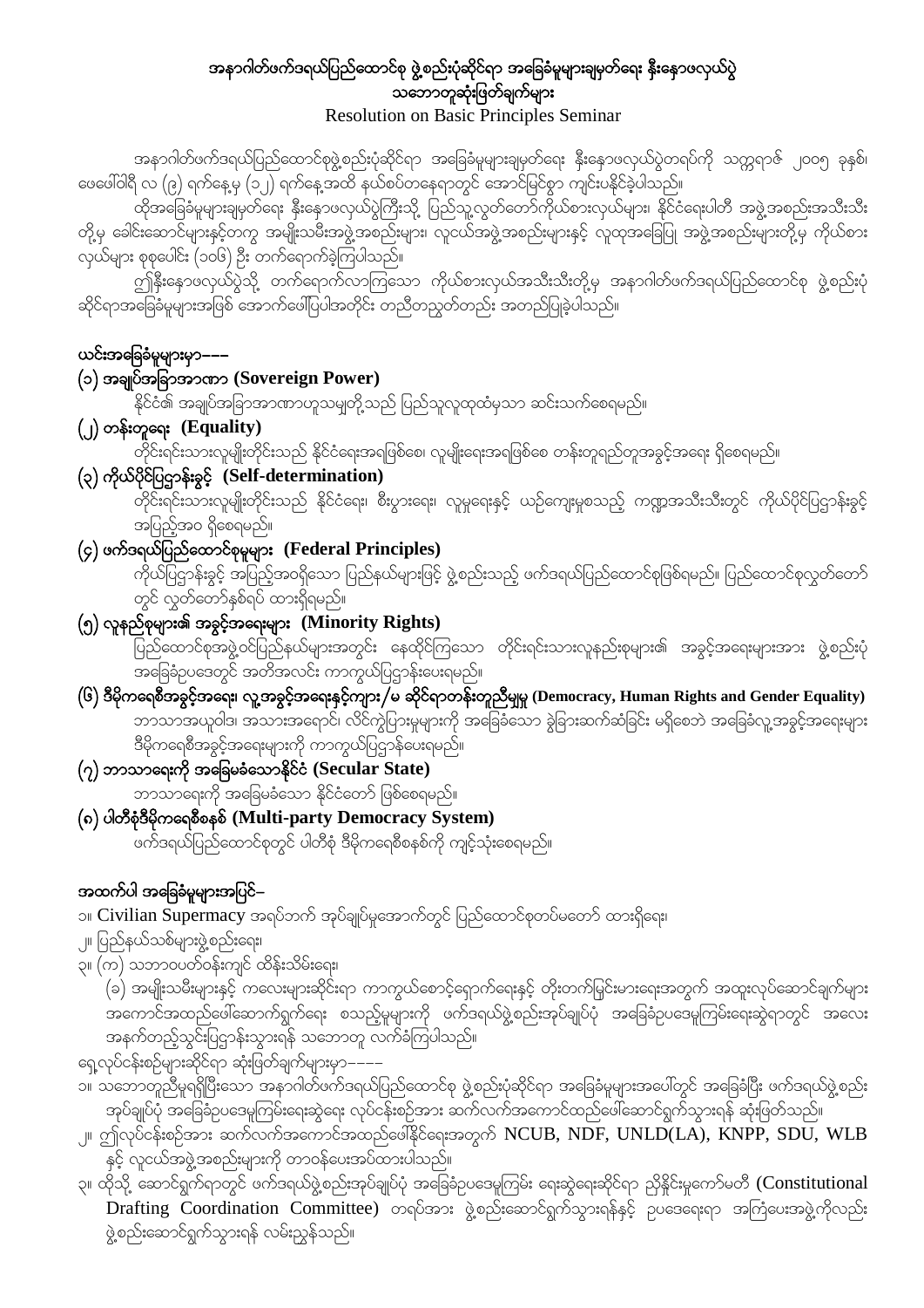# အနာဂါတ်ဖက်ဒရယ်ပြည်ထောင်စု ဖွဲ့စည်းပုံဆိုင်ရာ အခြေခံမူများချမှတ်ရေး နှီးနှောဖလှယ်ပွဲ သဘောတူဆုံးဖြတ်ချက်များ

Resolution on Basic Principles Seminar

အနာဂါတ်ဖက်ဒရယ်ပြည်ထောင်စုဖွဲ့စည်းပုံဆိုင်ရာ အခြေခံမူများချမှတ်ရေး နှီးနှောဖလှယ်ပွဲတရပ်ကို သက္ကရာဇ် ၂၀၀၅ ခုနှစ်၊ ဖေဖေါ်ဝါရီ လ (၉) ရက်နေ့မှ (၁၂) ရက်နေ့အထိ နယ်စပ်တနေရာတွင် အောင်မြင်စွာ ကျင်းပနိုင်ခဲ့ပါသည်။

ထိုအခြေခံမူများချမှတ်ရေး နှီးနှောဖလှယ်ပွဲကြီးသို့ ပြည်သူ့လွှတ်တော်ကိုယ်စားလှယ်များ၊ နိုင်ငံရေးပါတီ အဖွဲ့အစည်းအသီးသီးတို့မှ ခေါင်းဆောင်များနှင့်တကွ အမျိုးသမီးအဖွဲ့အစည်းများ၊ လူငယ်အဖွဲ့အစည်းများနှင့် လူထုအခြေပြု အဖွဲ့အစည်းများတို့မှ ကိုယ်စားလှယ်များ စုစုပေါင်း (၁၀၆) ဦး တက်ရောက်ခဲ့ကြပါသည်။

ဤနှီးနှောဖလှယ်ပွဲသို့ တက်ရောက်လာကြသော ကိုယ်စားလှယ်အသီးသီးတို့မှ အနာဂါတ်ဖက်ဒရယ်ပြည်ထောင်စု ဖွဲ့စည်းပုံဆိုင်ရာအခြေခံမူများအဖြစ် အောက်ဖေါ်ပြပါအတိုင်း တညီတညွတ်တည်း အတည်ပြုခဲ့ပါသည်။

## ယင်းအခြေခံမူများမှာ---

### (၁) အချုပ်အခြာအာဏာ (Sovereign Power)

နိုင်ငံ၏ အချုပ်အခြာအာဏာဟူသမျှတို့သည် ပြည်သူလူထုထံမှသာ ဆင်းသက်စေရမည်။

### (၂) တန်းတူရေး (Equality)

တိုင်းရင်းသားလူမျိုးတိုင်းသည် နိုင်ငံရေးအရဖြစ်စေ၊ လူမျိုးရေးအရဖြစ်စေ တန်းတူရည်တူအခွင့်အရေး ရှိစေရမည်။

### (၃) ကိုယ်ပိုင်ပြဌာန်းခွင့် (Self-determination)

တိုင်းရင်းသားလူမျိုးတိုင်းသည် နိုင်ငံရေး၊ စီးပွားရေး၊ လူမှုရေးနှင့် ယဉ်ကျေးမှုစသည့် ကဏ္ဍအသီးသီးတွင် ကိုယ်ပိုင်ပြဌာန်းခွင့် အပြည့်အဝ ရှိစေရမည်။

### (၄) ဖက်ဒရယ်ပြည်ထောင်စုမူများ (Federal Principles)

ကိုယ်ပြဌာန်းခွင့် အပြည့်အဝရှိသော ပြည်နယ်များဖြင့် ဖွဲ့စည်းသည့် ဖက်ဒရယ်ပြည်ထောင်စုဖြစ်ရမည်။ ပြည်ထောင်စုလွှတ်တော်တွင် လွှတ်တော်နှစ်ရပ် ထားရှိရမည်။

### (၅) လူနည်းစုများ၏ အခွင့်အရေးများ (Minority Rights)

ပြည်ထောင်စုအဖွဲ့ဝင်ပြည်နယ်များအတွင်း နေထိုင်ကြသော တိုင်းရင်းသားလူနည်းစုများ၏ အခွင့်အရေးများအား ဖွဲ့စည်းပုံအခြေခံဥပဒေတွင် အတိအလင်း ကာကွယ်ပြဌာန်းပေးရမည်။

### (၆) ဒီမိုကရေစီအခွင့်အရေး၊ လူ့အခွင့်အရေးနှင့်ကျား/မ ဆိုင်ရာတန်းတူညီမျှမှု (Democracy, Human Rights and Gender Equality)

ဘာသာအယူဝါဒ၊ အသားအရောင်၊ လိင်ကွဲပြားမှုများကို အခြေခံသော ခွဲခြားဆက်ဆံခြင်း မရှိစေဘဲ အခြေခံလူ့အခွင့်အရေးများ ဒီမိုကရေစီအခွင့်အရေးများကို ကာကွယ်ပြဌာန်းပေးရမည်။

### (၇) ဘာသာရေးကို အခြေမခံသောနိုင်ငံ (Secular State)

ဘာသာရေးကို အခြေမခံသော နိုင်ငံတော် ဖြစ်စေရမည်။

### (၈) ပါတီစုံဒီမိုကရေစီစနစ် (Multi-party Democracy System)

ဖက်ဒရယ်ပြည်ထောင်စုတွင် ပါတီစုံ ဒီမိုကရေစီစနစ်ကို ကျင့်သုံးစေရမည်။

## အထက်ပါ အခြေခံမူများအပြင်–

၁။ Civilian Supermacy အရပ်ဘက် အုပ်ချုပ်မှုအောက်တွင် ပြည်ထောင်စုတပ်မတော် ထားရှိရေး၊

၂။ ပြည်နယ်သစ်များဖွဲ့စည်းရေး၊

၃။ (က) သဘာဝပတ်ဝန်းကျင် ထိန်းသိမ်းရေး၊

(ခ) အမျိုးသမီးများနှင့် ကလေးများဆိုင်ရာ ကာကွယ်စောင့်ရှောက်ရေးနှင့် တိုးတက်မြင့်မားရေးအတွက် အထူးလုပ်ဆောင်ချက်များ အကောင်အထည်ဖေါ်ဆောက်ရွက်ရေး စသည့်မူများကို ဖက်ဒရယ်ဖွဲ့စည်းအုပ်ချုပ်ပုံ အခြေခံဥပဒေမူကြမ်းရေးဆွဲရာတွင် အလေးအနက်တည့်သွင်းပြဌာန်းသွားရန် သဘောတူ လက်ခံကြပါသည်။

ရှေ့လုပ်ငန်းစဉ်များဆိုင်ရာ ဆုံးဖြတ်ချက်များမှာ----

၁။ သဘောတူညီမှုရရှိပြီးသော အနာဂါတ်ဖက်ဒရယ်ပြည်ထောင်စု ဖွဲ့စည်းပုံဆိုင်ရာ အခြေခံမူများအပေါ်တွင် အခြေခံပြီး ဖက်ဒရယ်ဖွဲ့စည်းအုပ်ချုပ်ပုံ အခြေခံဥပဒေမူကြမ်းရေးဆွဲရေး လုပ်ငန်းစဉ်အား ဆက်လက်အကောင်ထည်ဖေါ်ဆောင်ရွက်သွားရန် ဆုံးဖြတ်သည်။

၂။ ဤလုပ်ငန်းစဉ်အား ဆက်လက်အကောင်အထည်ဖေါ်နိုင်ရေးအတွက် NCUB, NDF, UNLD(LA), KNPP, SDU, WLB နှင့် လူငယ်အဖွဲ့အစည်းများကို တာဝန်ပေးအပ်ထားပါသည်။

၃။ ထိုသို့ ဆောင်ရွက်ရာတွင် ဖက်ဒရယ်ဖွဲ့စည်းအုပ်ချုပ်ပုံ အခြေခံဥပဒေမူကြမ်း ရေးဆွဲရေးဆိုင်ရာ ညှိနှိုင်းမှုကော်မတီ (Constitutional Drafting Coordination Committee) တရပ်အား ဖွဲ့စည်းဆောင်ရွက်သွားရန်နှင့် ဥပဒေရေးရာ အကြံပေးအဖွဲ့ကိုလည်း ဖွဲ့စည်းဆောင်ရွက်သွားရန် လမ်းညွှန်သည်။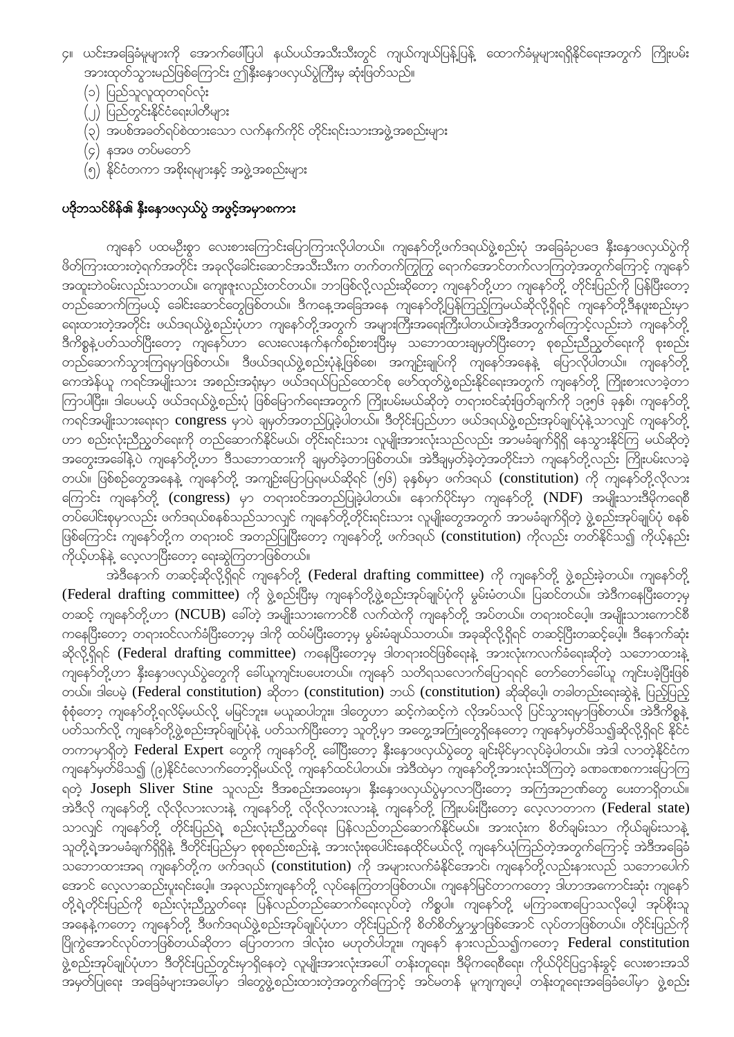၄။ ယင်းအခြေခံမူများကို အောက်ဖေါ်ပြပါ နယ်ပယ်အသီးသီးတွင် ကျယ်ကျယ်ပြန့်ပြန့် ထောက်ခံမှုများရရှိနိုင်ရေးအတွက် ကြိုးပမ်းအားထုတ်သွားမည်ဖြစ်ကြောင်း ဤနီးနှောဖလှယ်ပွဲကြီးမှ ဆုံးဖြတ်သည်။

(၁) ပြည်သူလူထုတရပ်လုံး
(၂) ပြည်တွင်းနိုင်ငံရေးပါတီများ
(၃) အပစ်အခတ်ရပ်စဲထားသော လက်နက်ကိုင် တိုင်းရင်းသားအဖွဲ့အစည်းများ
(၄) နအဖ တပ်မတော်
(၅) နိုင်ငံတကာ အစိုးရများနှင့် အဖွဲ့အစည်းများ

## ပဒိုဘသင်စိန်၏ နီးနှောဖလှယ်ပွဲ အဖွင့်အမှာစကား

ကျနော် ပထမဦးစွာ လေးစားကြောင်းပြောကြားလိုပါတယ်။ ကျနော်တို့ဖက်ဒရယ်ဖွဲ့စည်းပုံ အခြေခံဥပဒေ နီးနှောဖလှယ်ပွဲကို ဖိတ်ကြားထားတဲ့ရက်အတိုင်း အခုလိုခေါင်းဆောင်အသီးသီးက တက်တက်ကြွကြွ ရောက်အောင်တက်လာကြတဲ့အတွက်ကြောင့် ကျနော် အထူးဘဲဝမ်းလည်းသာတယ်။ ကျေးဇူးလည်းတင်တယ်။ ဘာဖြစ်လို့လည်းဆိုတော့ ကျနော်တို့ဟာ ကျနော်တို့ တိုင်းပြည်ကို ပြန်ပြီးတော့ တည်ဆောက်ကြမယ့် ခေါင်းဆောင်တွေဖြစ်တယ်။ ဒီကနေ့အခြေအနေ ကျနော်တို့ပြန်ကြည့်ကြမယ်ဆိုလို့ရှိရင် ကျနော်တို့ဒီနဖူးစည်းမှာ ရေးထားတဲ့အတိုင်း ဖယ်ဒရယ်ဖွဲ့စည်းပုံဟာ ကျနော်တို့အတွက် အများကြီးအရေးကြီးပါတယ်။အဲ့ဒီအတွက်ကြောင့်လည်းဘဲ ကျနော်တို့ ဒီကိစ္စနဲ့ပတ်သတ်ပြီးတော့ ကျနော်ဟာ လေးလေးနက်နက်စဉ်းစားပြီးမှ သဘောထားချမှတ်ပြီးတော့ စုစည်းညီညွတ်ရေးကို စုးစည်း တည်ဆောက်သွားကြရမှာဖြစ်တယ်။ ဒီဖယ်ဒရယ်ဖွဲ့စည်းပုံနဲ့ဖြစ်စေ၊ အကျဉ်းချုပ်ကို ကျနော်အနေနဲ့ ပြောလိုပါတယ်။ ကျနော်တို့ ကေအဲန်ယူ ကရင်အမျိုးသား အစည်းအရုံးမှာ ဖယ်ဒရယ်ပြည်ထောင်စု ဖော်ထုတ်ဖွဲ့စည်းနိုင်ရေးအတွက် ကျနော်တို့ ကြိုးစားလာခဲ့တာ ကြာပါပြီ။ ဒါပေမယ့် ဖယ်ဒရယ်ဖွဲ့စည်းပုံ ဖြစ်မြောက်ရေးအတွက် ကြိုးပမ်းမယ်ဆိုတဲ့ တရားဝင်ဆုံးဖြတ်ချက်ကို ၁၉၅၆ ခုနှစ်၊ ကျနော်တို့ ကရင်အမျိုးသားရေးရာ **congress** မှာပဲ ချမှတ်အတည်ပြုခဲ့ပါတယ်။ ဒီတိုင်းပြည်ဟာ ဖယ်ဒရယ်ဖွဲ့စည်းအုပ်ချုပ်ပုံနဲ့သာလျှင် ကျနော်တို့ ဟာ စည်းလုံးညီညွတ်ရေးကို တည်ဆောက်နိုင်မယ်၊ တိုင်းရင်းသား လူမျိုးအားလုံးသည်လည်း အာမခံချက်ရှိရှိ နေသွားနိုင်ကြ မယ်ဆိုတဲ့ အတွေးအခေါ်နဲ့ပဲ ကျနော်တို့ဟာ ဒီသဘောထားကို ချမှတ်ခဲ့တာဖြစ်တယ်။ အဲဒီချမှတ်ခဲ့တဲ့အတိုင်းဘဲ ကျနော်တို့လည်း ကြိုးပမ်းလာခဲ့ တယ်။ ဖြစ်စဉ်တွေအနေနဲ့ ကျနော်တို့ အကျဉ်းပြောပြရမယ်ဆိုရင် (၅၆) ခုနှစ်မှာ ဖက်ဒရယ် **(constitution)** ကို ကျနော်တို့လိုလား ကြောင်း ကျနော်တို့ **(congress)** မှာ တရားဝင်အတည်ပြုခဲ့ပါတယ်။ နောက်ပိုင်းမှာ ကျနော်တို့ **(NDF)** အမျိုးသားဒီမိုကရေစီ တပ်ပေါင်းစုမှာလည်း ဖက်ဒရယ်စနစ်သည်သာလျှင် ကျနော်တို့တိုင်းရင်းသား လူမျိုးတွေအတွက် အာမခံချက်ရှိတဲ့ ဖွဲ့စည်းအုပ်ချုပ်ပုံ စနစ် ဖြစ်ကြောင်း ကျနော်တို့က တရားဝင် အတည်ပြုပြီးတော့ ကျနော်တို့ ဖက်ဒရယ် **(constitution)** ကိုလည်း တတ်နိုင်သ၍ ကိုယ့်နည်း ကိုယ့်ဟန်နဲ့ လေ့လာပြီးတော့ ရေးဆွဲကြတာဖြစ်တယ်။

အဲဒီနောက် တဆင့်ဆိုလို့ရှိရင် ကျနော်တို့ **(Federal drafting committee)** ကို ကျနော်တို့ ဖွဲ့စည်းခဲ့တယ်။ ကျနော်တို့ **(Federal drafting committee)** ကို ဖွဲ့စည်းပြီးမှ ကျနော်တို့ဖွဲ့စည်းအုပ်ချုပ်ပုံကို မူမ်းမံတယ်။ ပြဆင်တယ်။ အဲဒီကနေပြီးတော့မှ တဆင့် ကျနော်တို့ဟာ **(NCUB)** ခေါ်တဲ့ အမျိုးသားကောင်စီ လက်ထဲကို ကျနော်တို့ အပ်တယ်။ တရားဝင်ပေါ့။ အမျိုးသားကောင်စီ ကနေပြီးတော့ တရားဝင်လက်ခံပြီးတော့မှ ဒါကို ထပ်မံပြီးတော့မှ မွမ်းမံချယ်သတယ်။ အခုဆိုလို့ရှိရင် တဆင့်ပြီးတဆင့်ပေါ့။ ဒီနောက်ဆုံး ဆိုလို့ရှိရင် **(Federal drafting committee)** ကနေပြီးတော့မှ ဒါတရားဝင်ဖြစ်ရေးနဲ့ အားလုံးကလက်ခံရေးဆိုတဲ့ သဘောထားနဲ့ ကျနော်တို့ဟာ နီးနှောဖလှယ်ပွဲတွေကို ခေါ်ယူကျင်းပပေးတယ်။ ကျနော် သတိရသလောက်ပြောရရင် တော်တော်ခေါ်ယူ ကျင်းပခဲ့ပြီးဖြစ် တယ်။ ဒါပေမဲ့ **(Federal constitution)** ဆိုတာ **(constitution)** ဘယ် **(constitution)** ဆိုဆိုပေါ့၊ တခါတည်းရေးဆွဲနဲ့ ပြည့်ပြည့် စုံစုံတော့ ကျနော်တို့ရလိမ့်မယ်လို့ မမြင်ဘူး။ မယူဆပါဘူး။ ဒါတွေဟာ ဆင့်ကဲဆင့်ကဲ လိုအပ်သလို ပြင်သွားရမှာဖြစ်တယ်။ အဲဒီကိစ္စနဲ့ ပတ်သက်လို့ ကျနော်တို့ဖွဲ့စည်းအုပ်ချုပ်ပုံနဲ့ ပတ်သက်ပြီးတော့ သူတို့မှာ အတွေ့အကြုံတွေရှိနေတော့ ကျနော်မှတ်မိသ၍ဆိုလို့ရှိရင် နိုင်ငံ တကာမှာရှိတဲ့ **Federal Expert** တွေကို ကျနော်တို့ ခေါ်ပြီးတော့ နီးနှောဖလှယ်ပွဲတွေ ချင်းမိုင်မှာလုပ်ခဲ့ပါတယ်။ အဲဒါ လာတဲ့နိုင်ငံက ကျနော်မှတ်မိသ၍ (၈)နိုင်ငံလောက်တော့ရှိမယ်လို့ ကျနော်ထင်ပါတယ်။ အဲဒီထဲမှာ ကျနော်တို့အားလုံးသိကြတဲ့ ခဏခဏစကားပြောကြ ရတဲ့ **Joseph Sliver Stine** သူလည်း ဒီအစည်းအဝေးမှာ၊ နီးနှောဖလှယ်ပွဲမှာလာပြီးတော့ အကြံအဉာဏ်တွေ ပေးတာရှိတယ်။ အဲဒီလို ကျနော်တို့ လိုလိုလားလားနဲ့ ကျနော်တို့ လိုလိုလားလားနဲ့ ကျနော်တို့ ကြိုးပမ်းပြီးတော့ လေ့လာတာက **(Federal state)** သာလျှင် ကျနော်တို့ တိုင်းပြည်ရဲ့ စည်းလုံးညီညွတ်ရေး ပြန်လည်တည်ဆောက်နိုင်မယ်။ အားလုံးက စိတ်ချမ်းသာ ကိုယ်ချမ်းသာနဲ့ သူတို့ရဲ့အာမခံချက်ရှိရှိနဲ့ ဒီတိုင်းပြည်မှာ စုစုစည်းစည်းနဲ့ အားလုံးစုပေါင်းနေထိုင်မယ်လို့ ကျနော်ယုံကြည်တဲ့အတွက်ကြောင့် အဲဒီအခြေခံ သဘောထားအရ ကျနော်တို့က ဖက်ဒရယ် **(constitution)** ကို အများလက်ခံနိုင်အောင်၊ ကျနော်တို့လည်းနားလည် သဘောပေါက် အောင် လေ့လာဆည်းပူးရင်းပေါ့။ အခုလည်းကျနော်တို့ လုပ်နေကြတာဖြစ်တယ်။ ကျနော်မြင်တာကတော့ ဒါဟာအကောင်းဆုံး ကျနော် တို့ရဲ့တိုင်းပြည်ကို စည်းလုံးညီညွတ်ရေး ပြန်လည်တည်ဆောက်ရေးလုပ်တဲ့ ကိစ္စပါ။ ကျနော်တို့ မကြာခဏပြောသလိုပေါ့ အုပ်စိုးသူ အနေနဲ့ကတော့ ကျနော်တို့ ဒီဖက်ဒရယ်ဖွဲ့စည်းအုပ်ချုပ်ပုံဟာ တိုင်းပြည်ကို စိတ်စိတ်မွှာမွှာဖြစ်အောင် လုပ်တာဖြစ်တယ်။ တိုင်းပြည်ကို ပြိုကွဲအောင်လုပ်တာဖြစ်တယ်ဆိုတာ ပြောတာက ဒါလုံးဝ မဟုတ်ပါဘူး။ ကျနော် နားလည်သ၍ကတော့ **Federal constitution** ဖွဲ့စည်းအုပ်ချုပ်ပုံဟာ ဒီတိုင်းပြည်တွင်းမှာရှိနေတဲ့ လူမျိုးအားလုံးအပေါ် တန်းတူရေး၊ ဒီမိုကရေစီရေး၊ ကိုယ်ပိုင်ပြဌာန်းခွင့် လေးစားအသိ အမှတ်ပြုရေး အခြေခံများအပေါ်မှာ ဒါတွေဖွဲ့စည်းထားတဲ့အတွက်ကြောင့် အင်မတန် မူကျကျပေါ့ တန်းတူရေးအခြေခံပေါ်မှာ ဖွဲ့စည်း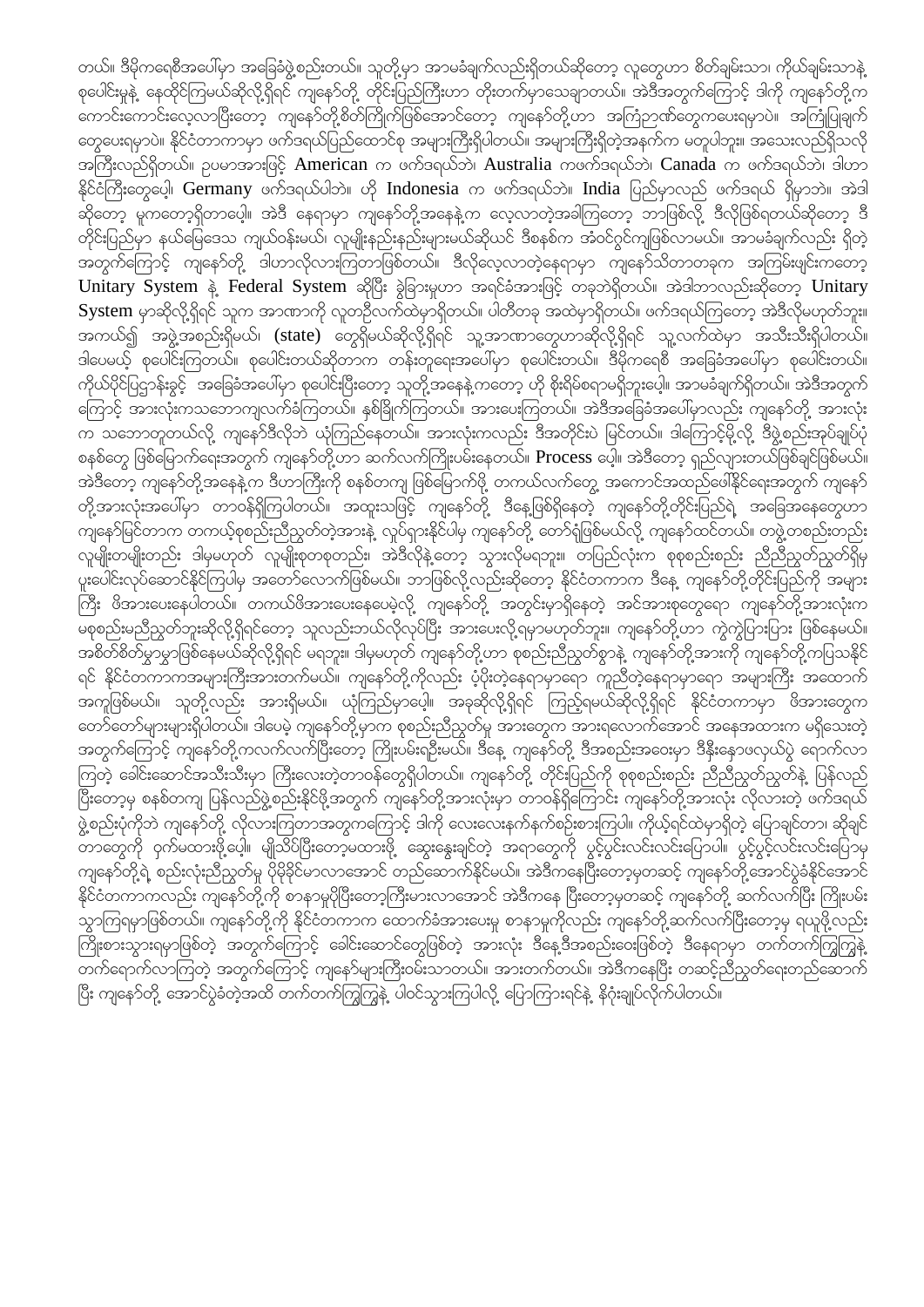တယ်။ ဒီမိုကရေစီအပေါ်မှာ အခြေခံဖွဲ့စည်းတယ်။ သူတို့မှာ အာမခံချက်လည်းရှိတယ်ဆိုတော့ လူတွေဟာ စိတ်ချမ်းသာ၊ ကိုယ်ချမ်းသာနဲ့ စုပေါင်းမှုနဲ့ နေထိုင်ကြမယ်ဆိုလို့ရှိရင် ကျနော်တို့ တိုင်းပြည်ကြီးဟာ တိုးတက်မှာသေချာတယ်။ အဲဒီအတွက်ကြောင့် ဒါကို ကျနော်တို့က ကောင်းကောင်းလေ့လာပြီးတော့ ကျနော်တို့စိတ်ကြိုက်ဖြစ်အောင်တော့ ကျနော်တို့ဟာ အကြံဉာဏ်တွေကပေးရမှာပဲ။ အကြံပြုချက်တွေပေးရမှာပဲ။ နိုင်ငံတကာမှာ ဖက်ဒရယ်ပြည်ထောင်စု အများကြီးရှိပါတယ်။ အများကြီးရှိတဲ့အနက်က မတူပါဘူး။ အသေးလည်းရှိသလို အကြီးလည်းရှိတယ်။ ဥပမာအားဖြင့် American က ဖက်ဒရယ်ဘဲ၊ Australia ကဖက်ဒရယ်ဘဲ၊ Canada က ဖက်ဒရယ်ဘဲ၊ ဒါဟာ နိုင်ငံကြီးတွေပေ့ါ၊ Germany ဖက်ဒရယ်ပါဘဲ။ ဟို Indonesia က ဖက်ဒရယ်ဘဲ။ India ပြည်မှာလည်း ဖက်ဒရယ် ရှိမှာဘဲ။ အဲဒါဆိုတော့ မူကတော့ရှိတာပေ့ါ။ အဲဒီ နေရာမှာ ကျနော်တို့အနေနဲ့က လေ့လာတဲ့အခါကြတော့ ဘာဖြစ်လို့ ဒီလိုဖြစ်ရတယ်ဆိုတော့ ဒီတိုင်းပြည်မှာ နယ်မြေဒေသ ကျယ်ဝန်းမယ်၊ လူမျိုးနည်းနည်းများမယ်ဆိုယင် ဒီစနစ်က အံဝင်ခွင်ကျဖြစ်လာမယ်။ အာမခံချက်လည်း ရှိတဲ့အတွက်ကြောင့် ကျနော်တို့ ဒါဟာလိုလားကြတာဖြစ်တယ်။ ဒီလိုလေ့လာတဲ့နေရာမှာ ကျနော်သိတာတခုက အကြမ်းဖျင်းကတော့ Unitary System နဲ့ Federal System ဆိုပြီး ခွဲခြားမှုဟာ အရင်ခံအားဖြင့် တခုဘဲရှိတယ်။ အဲဒါဘာလည်းဆိုတော့ Unitary System မှာဆိုလို့ရှိရင် သူက အာဏာကို လူတဦးလက်ထဲမှာရှိတယ်။ ပါတီတခု အထဲမှာရှိတယ်။ ဖက်ဒရယ်ကြတော့ အဲဒီလိုမဟုတ်ဘူး။ အကယ်၍ အဖွဲ့အစည်းရှိမယ်၊ (state) တွေရှိမယ်ဆိုလို့ရှိရင် သူ့အာဏာတွေဟာဆိုလို့ရှိရင် သူ့လက်ထဲမှာ အသီးသီးရှိပါတယ်။ ဒါပေမယ့် စုပေါင်းကြတယ်။ စုပေါင်းတယ်ဆိုတာက တန်းတူရေးအပေါ်မှာ စုပေါင်းတယ်။ ဒီမိုကရေစီ အခြေခံအပေါ်မှာ စုပေါင်းတယ်။ ကိုယ်ပိုင်ပြဌာန်းခွင့် အခြေခံအပေါ်မှာ စုပေါင်းပြီးတော့ သူတို့အနေနဲ့ကတော့ ဟို စိုးရိမ်စရာမရှိဘူးပေ့ါ။ အာမခံချက်ရှိတယ်။ အဲဒီအတွက်ကြောင့် အားလုံးကသဘောကျလက်ခံကြတယ်။ နှစ်ခြိုက်ကြတယ်။ အားပေးကြတယ်။ အဲဒီအခြေခံအပေါ်မှာလည်း ကျနော်တို့ အားလုံးက သဘောတူတယ်လို့ ကျနော်ဒီလိုဘဲ ယုံကြည်နေတယ်။ အားလုံးကလည်း ဒီအတိုင်းပဲ မြင်တယ်။ ဒါကြောင့်မို့လို့ ဒီဖွဲ့စည်းအုပ်ချုပ်ပုံ စနစ်တွေ ဖြစ်မြောက်ရေးအတွက် ကျနော်တို့ဟာ ဆက်လက်ကြိုးပမ်းနေတယ်။ Process ပေ့ါ၊ အဲဒီတော့ ရှည်လျားတယ်ဖြစ်ချင်ဖြစ်မယ်။ အဲဒီတော့ ကျနော်တို့အနေနဲ့က ဒီဟာကြီးကို စနစ်တကျ ဖြစ်မြောက်ဖို့ တကယ်လက်တွေ့ အကောင်အထည်ဖေါ်နိုင်ရေးအတွက် ကျနော်တို့အားလုံးအပေါ်မှာ တာဝန်ရှိကြပါတယ်။ အထူးသဖြင့် ကျနော်တို့ ဒီနေ့ဖြစ်ရှိနေတဲ့ ကျနော်တို့တိုင်းပြည်ရဲ့ အခြေအနေတွေဟာ ကျနော်မြင်တာက တကယ့်စုစည်းညီညွတ်တဲ့အားနဲ့ လှုပ်ရှားနိုင်ပါမှ ကျနော်တို့ တော်ရုံဖြစ်မယ်လို့ ကျနော်ထင်တယ်။ တဖွဲ့တစည်းတည်း လူမျိုးတမျိုးတည်း ဒါမှမဟုတ် လူမျိုးစုတစုတည်း၊ အဲဒီလိုနဲ့တော့ သွားလို့မရဘူး။ တပြည်လုံးက စုစုစည်းစည်း ညီညီညွတ်ညွတ်ရှိမှ ပူးပေါင်းလုပ်ဆောင်နိုင်ကြပါမှ အတော်လောက်ဖြစ်မယ်။ ဘာဖြစ်လို့လည်းဆိုတော့ နိုင်ငံတကာက ဒီနေ့ ကျနော်တို့တိုင်းပြည်ကို အများကြီး ဖိအားပေးနေပါတယ်။ တကယ်ဖိအားပေးနေပေမဲ့လို့ ကျနော်တို့ အတွင်းမှာရှိနေတဲ့ အင်အားစုတွေရော ကျနော်တို့အားလုံးက မစုစည်းမညီညွတ်ဘူးဆိုလို့ရှိရင်တော့ သူလည်းဘယ်လိုလုပ်ပြီး အားပေးလို့ရမှာမဟုတ်ဘူး။ ကျနော်တို့ဟာ ကွဲကွဲပြားပြား ဖြစ်နေမယ်။ အစိတ်စိတ်မွှာမွှာဖြစ်နေမယ်ဆိုလို့ရှိရင် မရဘူး။ ဒါမှမဟုတ် ကျနော်တို့ဟာ စုစည်းညီညွတ်စွာနဲ့ ကျနော်တို့အားကို ကျနော်တို့ကပြသနိုင်ရင် နိုင်ငံတကာကအများကြီးအားတက်မယ်။ ကျနော်တို့ကိုလည်း ပံ့ပိုးတဲ့နေရာမှာရော ကူညီတဲ့နေရာမှာရော အများကြီး အထောက်အကူဖြစ်မယ်။ သူတို့လည်း အားရှိမယ်။ ယုံကြည်မှာပေ့ါ။ အခုဆိုလို့ရှိရင် ကြည့်ရမယ်ဆိုလို့ရှိရင် နိုင်ငံတကာမှာ ဖိအားတွေက တော်တော်များများရှိပါတယ်။ ဒါပေမဲ့ ကျနော်တို့မှာက စုစည်းညီညွတ်မှု အားတွေက အားရလောက်အောင် အနေအထားက မရှိသေးတဲ့အတွက်ကြောင့် ကျနော်တို့ကလက်လက်ပြီးတော့ ကြိုးပမ်းရဦးမယ်။ ဒီနေ့ ကျနော်တို့ ဒီအစည်းအဝေးမှာ ဒီနီးနှောဖလှယ်ပွဲ ရောက်လာကြတဲ့ ခေါင်းဆောင်အသီးသီးမှာ ကြီးလေးတဲ့တာဝန်တွေရှိပါတယ်။ ကျနော်တို့ တိုင်းပြည်ကို စုစုစည်းစည်း ညီညီညွတ်ညွတ်နဲ့ ပြန်လည်ပြီးတော့မှ စနစ်တကျ ပြန်လည်ဖွဲ့စည်းနိုင်ဖို့အတွက် ကျနော်တို့အားလုံးမှာ တာဝန်ရှိကြောင်း ကျနော်တို့အားလုံး လိုလားတဲ့ ဖက်ဒရယ်ဖွဲ့စည်းပုံကိုဘဲ ကျနော်တို့ လိုလားကြတာအတွက်ကြောင့် ဒါကို လေးလေးနက်နက်စဉ်းစားကြပါ။ ကိုယ့်ရင်ထဲမှာရှိတဲ့ ပြောချင်တာ၊ ဆိုချင်တာတွေကို ဝှက်မထားဖို့ပေ့ါ။ မျိုသိပ်ပြီးတော့မထားဖို့ ဆွေးနွေးချင်တဲ့ အရာတွေကို ပွင့်ပွင့်လင်းလင်းပြောပါ။ ပွင့်ပွင့်လင်းလင်းပြောမှ ကျနော်တို့ရဲ့ စည်းလုံးညီညွတ်မှု ပိုမိုခိုင်မာလာအောင် တည်ဆောက်နိုင်မယ်။ အဲဒီကနေပြီးတော့မှတဆင့် ကျနော်တို့အောင်ပွဲခံနိုင်အောင် နိုင်ငံတကာကလည်း ကျနော်တို့ကို စာနာမှုပိုပြီးတော့ကြီးမားလာအောင် အဲဒီကနေ ပြီးတော့မှတဆင့် ကျနော်တို့ ဆက်လက်ပြီး ကြိုးပမ်းသွားကြရမှာဖြစ်တယ်။ ကျနော်တို့ကို နိုင်ငံတကာက ထောက်ခံအားပေးမှု စာနာမှုကိုလည်း ကျနော်တို့ဆက်လက်ပြီးတော့မှ ရယူဖို့လည်း ကြိုးစားသွားရမှာဖြစ်တဲ့ အတွက်ကြောင့် ခေါင်းဆောင်တွေဖြစ်တဲ့ အားလုံး ဒီနေ့ဒီအစည်းဝေးဖြစ်တဲ့ ဒီနေရာမှာ တက်တက်ကြွကြွနဲ့ တက်ရောက်လာကြတဲ့ အတွက်ကြောင့် ကျနော်များကြီးဝမ်းသာတယ်။ အားတက်တယ်။ အဲဒီကနေပြီး တဆင့်ညီညွတ်ရေးတည်ဆောက်ပြီး ကျနော်တို့ အောင်ပွဲခံတဲ့အထိ တက်တက်ကြွကြွနဲ့ ပါဝင်သွားကြပါလို့ ပြောကြားရင်နဲ့ နိဂုံးချုပ်လိုက်ပါတယ်။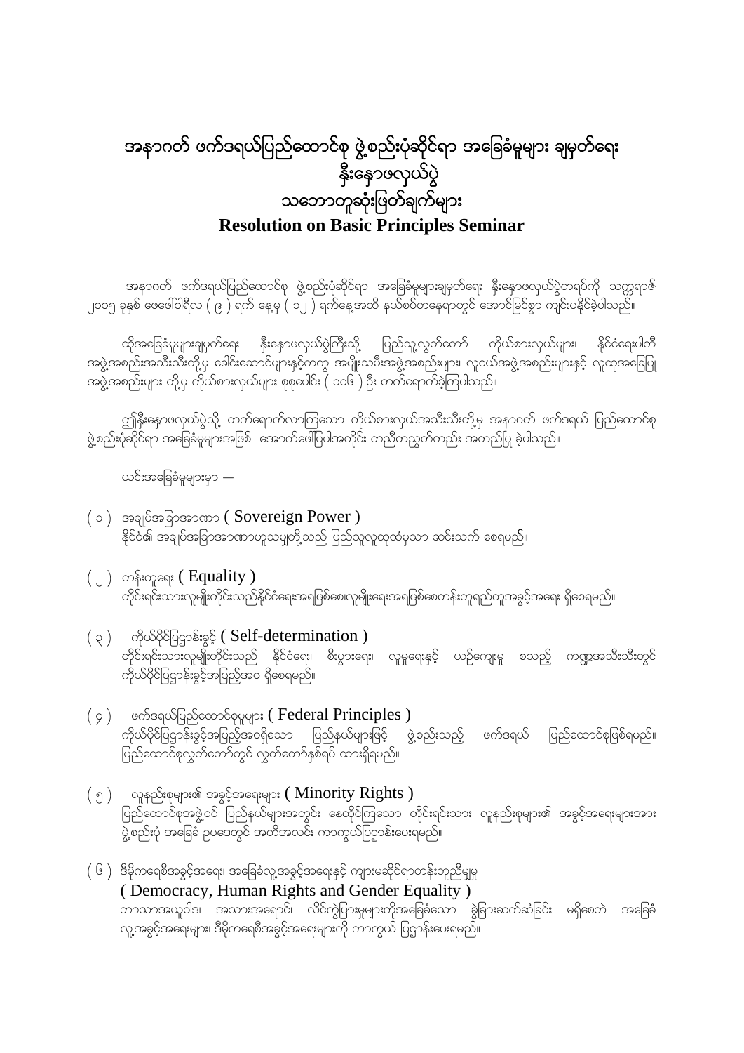# အနာဂတ် ဖက်ဒရယ်ပြည်ထောင်စု ဖွဲ့စည်းပုံဆိုင်ရာ အခြေခံမူများ ချမှတ်ရေး နီးနှောဖလှယ်ပွဲ သဘောတူဆုံးဖြတ်ချက်များ

**Resolution on Basic Principles Seminar**

အနာဂတ် ဖက်ဒရယ်ပြည်ထောင်စု ဖွဲ့စည်းပုံဆိုင်ရာ အခြေခံမူများချမှတ်ရေး နီးနှောဖလှယ်ပွဲတရပ်ကို သက္ကရာဇ် ၂၀၀၅ ခုနှစ် ဖေဖေါ်ဝါရီလ ( ၉ ) ရက် နေ့မှ ( ၁၂ ) ရက်နေ့အထိ နယ်စပ်တနေရာတွင် အောင်မြင်စွာ ကျင်းပနိုင်ခဲ့ပါသည်။

ထိုအခြေခံမူများချမှတ်ရေး နီးနှောဖလှယ်ပွဲကြီးသို့ ပြည်သူ့လွှတ်တော် ကိုယ်စားလှယ်များ၊ နိုင်ငံရေးပါတီ အဖွဲ့အစည်းအသီးသီးတို့မှ ခေါင်းဆောင်များနှင့်တကွ အမျိုးသမီးအဖွဲ့အစည်းများ၊ လူငယ်အဖွဲ့အစည်းများနှင့် လူထုအခြေပြု အဖွဲ့အစည်းများ တို့မှ ကိုယ်စားလှယ်များ စုစုပေါင်း ( ၁၀၆ ) ဦး တက်ရောက်ခဲ့ကြပါသည်။

ဤနီးနှောဖလှယ်ပွဲသို့ တက်ရောက်လာကြသော ကိုယ်စားလှယ်အသီးသီးတို့မှ အနာဂတ် ဖက်ဒရယ် ပြည်ထောင်စု ဖွဲ့စည်းပုံဆိုင်ရာ အခြေခံမူများအဖြစ် အောက်ဖေါ်ပြပါအတိုင်း တညီတညွတ်တည်း အတည်ပြု ခဲ့ပါသည်။

ယင်းအခြေခံမူများမှာ —

( ၁ ) အချုပ်အခြာအာဏာ ( Sovereign Power )
နိုင်ငံ၏ အချုပ်အခြာအာဏာဟူသမျှတို့သည် ပြည်သူလူထုထံမှသာ ဆင်းသက် စေရမည်။

( ၂ ) တန်းတူရေး ( Equality )
တိုင်းရင်းသားလူမျိုးတိုင်းသည်နိုင်ငံရေးအရဖြစ်စေ၊လူမျိုးရေးအရဖြစ်စေတန်းတူရည်တူအခွင့်အရေး ရှိစေရမည်။

( ၃ ) ကိုယ်ပိုင်ပြဋ္ဌာန်းခွင့် ( Self-determination )
တိုင်းရင်းသားလူမျိုးတိုင်းသည် နိုင်ငံရေး၊ စီးပွားရေး၊ လူမှုရေးနှင့် ယဉ်ကျေးမှု စသည့် ကဏ္ဍအသီးသီးတွင် ကိုယ်ပိုင်ပြဋ္ဌာန်းခွင့်အပြည့်အဝ ရှိစေရမည်။

( ၄ ) ဖက်ဒရယ်ပြည်ထောင်စုမူများ ( Federal Principles )
ကိုယ်ပိုင်ပြဋ္ဌာန်းခွင့်အပြည့်အဝရှိသော ပြည်နယ်များဖြင့် ဖွဲ့စည်းသည့် ဖက်ဒရယ် ပြည်ထောင်စုဖြစ်ရမည်။ ပြည်ထောင်စုလွှတ်တော်တွင် လွှတ်တော်နှစ်ရပ် ထားရှိရမည်။

( ၅ ) လူနည်းစုများ၏ အခွင့်အရေးများ ( Minority Rights )
ပြည်ထောင်စုအဖွဲ့ဝင် ပြည်နယ်များအတွင်း နေထိုင်ကြသော တိုင်းရင်းသား လူနည်းစုများ၏ အခွင့်အရေးများအား ဖွဲ့စည်းပုံ အခြေခံ ဥပဒေတွင် အတိအလင်း ကာကွယ်ပြဋ္ဌာန်းပေးရမည်။

( ၆ ) ဒီမိုကရေစီအခွင့်အရေး၊ အခြေခံလူ့အခွင့်အရေးနှင့် ကျားမဆိုင်ရာတန်းတူညီမျှမှု
( Democracy, Human Rights and Gender Equality )
ဘာသာအယူဝါဒ၊ အသားအရောင်၊ လိင်ကွဲပြားမှုများကိုအခြေခံသော ခွဲခြားဆက်ဆံခြင်း မရှိစေဘဲ အခြေခံ လူ့အခွင့်အရေးများ၊ ဒီမိုကရေစီအခွင့်အရေးများကို ကာကွယ် ပြဋ္ဌာန်းပေးရမည်။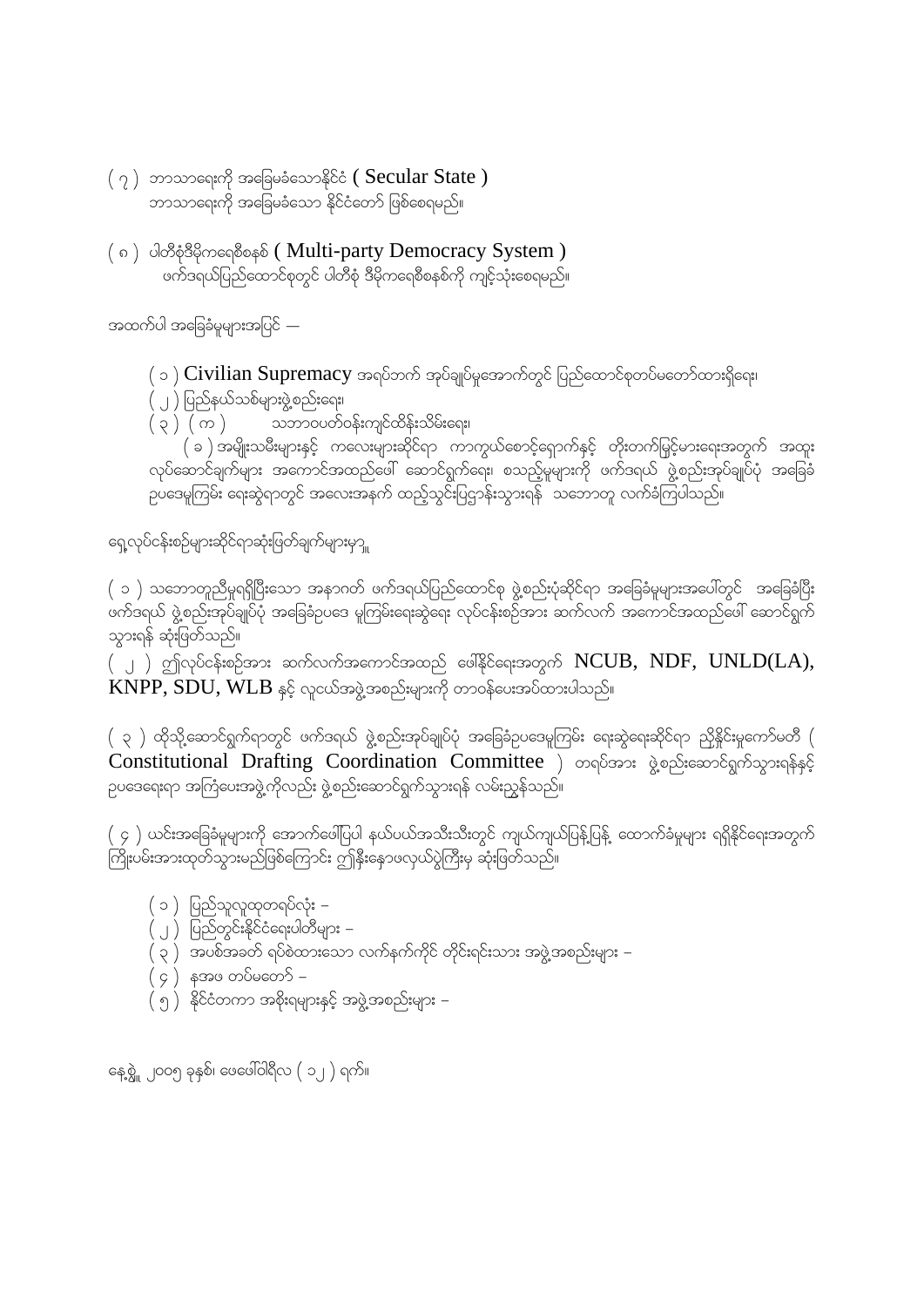( ၇ ) ဘာသာရေးကို အခြေမခံသောနိုင်ငံ ( Secular State )
ဘာသာရေးကို အခြေမခံသော နိုင်ငံတော် ဖြစ်စေရမည်။

( ၈ ) ပါတီစုံဒီမိုကရေစီစနစ် ( Multi-party Democracy System )
ဖက်ဒရယ်ပြည်ထောင်စုတွင် ပါတီစုံ ဒီမိုကရေစီစနစ်ကို ကျင့်သုံးစေရမည်။

အထက်ပါ အခြေခံမူများအပြင် —

( ၁ ) Civilian Supremacy အရပ်ဘက် အုပ်ချုပ်မှုအောက်တွင် ပြည်ထောင်စုတပ်မတော်ထားရှိရေး၊
( ၂ ) ပြည်နယ်သစ်များဖွဲ့စည်းရေး၊
( ၃ ) ( က ) သဘာဝပတ်ဝန်းကျင်ထိန်းသိမ်းရေး၊
( ခ ) အမျိုးသမီးများနှင့် ကလေးများဆိုင်ရာ ကာကွယ်စောင့်ရှောက်နှင့် တိုးတက်မြင့်မားရေးအတွက် အထူး လုပ်ဆောင်ချက်များ အကောင်အထည်ဖေါ် ဆောင်ရွက်ရေး၊ စသည့်မူများကို ဖက်ဒရယ် ဖွဲ့စည်းအုပ်ချုပ်ပုံ အခြေခံ ဥပဒေမူကြမ်း ရေးဆွဲရာတွင် အလေးအနက် ထည့်သွင်းပြဌာန်းသွားရန် သဘောတူ လက်ခံကြပါသည်။

ရှေ့လုပ်ငန်းစဉ်များဆိုင်ရာဆုံးဖြတ်ချက်များမှာ

( ၁ ) သဘောတူညီမှုရရှိပြီးသော အနာဂတ် ဖက်ဒရယ်ပြည်ထောင်စု ဖွဲ့စည်းပုံဆိုင်ရာ အခြေခံမူများအပေါ်တွင် အခြေခံပြီး ဖက်ဒရယ် ဖွဲ့စည်းအုပ်ချုပ်ပုံ အခြေခံဥပဒေ မူကြမ်းရေးဆွဲရေး လုပ်ငန်းစဉ်အား ဆက်လက် အကောင်အထည်ဖေါ် ဆောင်ရွက် သွားရန် ဆုံးဖြတ်သည်။

( ၂ ) ဤလုပ်ငန်းစဉ်အား ဆက်လက်အကောင်အထည် ဖေါ်နိုင်ရေးအတွက် NCUB, NDF, UNLD(LA), KNPP, SDU, WLB နှင့် လူငယ်အဖွဲ့အစည်းများကို တာဝန်ပေးအပ်ထားပါသည်။

( ၃ ) ထိုသို့ဆောင်ရွက်ရာတွင် ဖက်ဒရယ် ဖွဲ့စည်းအုပ်ချုပ်ပုံ အခြေခံဥပဒေမူကြမ်း ရေးဆွဲရေးဆိုင်ရာ ညှိနှိုင်းမှုကော်မတီ ( Constitutional Drafting Coordination Committee ) တရပ်အား ဖွဲ့စည်းဆောင်ရွက်သွားရန်နှင့် ဥပဒေရေးရာ အကြံပေးအဖွဲ့ကိုလည်း ဖွဲ့စည်းဆောင်ရွက်သွားရန် လမ်းညွှန်သည်။

( ၄ ) ယင်းအခြေခံမူများကို အောက်ဖေါ်ပြပါ နယ်ပယ်အသီးသီးတွင် ကျယ်ကျယ်ပြန့်ပြန့် ထောက်ခံမှုများ ရရှိနိုင်ရေးအတွက် ကြိုးပမ်းအားထုတ်သွားမည်ဖြစ်ကြောင်း ဤနှီးနှောဖလှယ်ပွဲကြီးမှ ဆုံးဖြတ်သည်။

( ၁ ) ပြည်သူလူထုတရပ်လုံး –
( ၂ ) ပြည်တွင်းနိုင်ငံရေးပါတီများ –
( ၃ ) အပစ်အခတ် ရပ်စဲထားသော လက်နက်ကိုင် တိုင်းရင်းသား အဖွဲ့အစည်းများ –
( ၄ ) နအဖ တပ်မတော် –
( ၅ ) နိုင်ငံတကာ အစိုးရများနှင့် အဖွဲ့အစည်းများ –

နေ့စွဲ၊ ၂၀၀၅ ခုနှစ်၊ ဖေဖေါ်ဝါရီလ ( ၁၂ ) ရက်။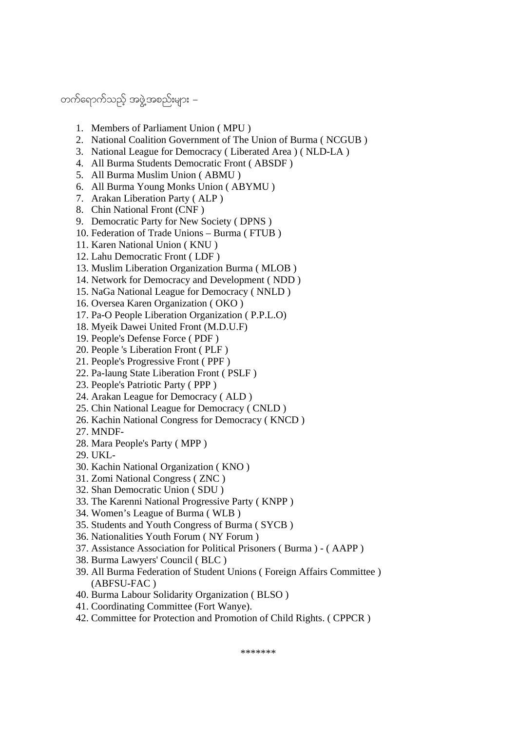တက်ရောက်သည့် အဖွဲ့အစည်းများ –

1. Members of Parliament Union ( MPU )
2. National Coalition Government of The Union of Burma ( NCGUB )
3. National League for Democracy ( Liberated Area ) ( NLD-LA )
4. All Burma Students Democratic Front ( ABSDF )
5. All Burma Muslim Union ( ABMU )
6. All Burma Young Monks Union ( ABYMU )
7. Arakan Liberation Party ( ALP )
8. Chin National Front (CNF )
9. Democratic Party for New Society ( DPNS )
10. Federation of Trade Unions – Burma ( FTUB )
11. Karen National Union ( KNU )
12. Lahu Democratic Front ( LDF )
13. Muslim Liberation Organization Burma ( MLOB )
14. Network for Democracy and Development ( NDD )
15. NaGa National League for Democracy ( NNLD )
16. Oversea Karen Organization ( OKO )
17. Pa-O People Liberation Organization ( P.P.L.O)
18. Myeik Dawei United Front (M.D.U.F)
19. People's Defense Force ( PDF )
20. People 's Liberation Front ( PLF )
21. People's Progressive Front ( PPF )
22. Pa-laung State Liberation Front ( PSLF )
23. People's Patriotic Party ( PPP )
24. Arakan League for Democracy ( ALD )
25. Chin National League for Democracy ( CNLD )
26. Kachin National Congress for Democracy ( KNCD )
27. MNDF-
28. Mara People's Party ( MPP )
29. UKL-
30. Kachin National Organization ( KNO )
31. Zomi National Congress ( ZNC )
32. Shan Democratic Union ( SDU )
33. The Karenni National Progressive Party ( KNPP )
34. Women's League of Burma ( WLB )
35. Students and Youth Congress of Burma ( SYCB )
36. Nationalities Youth Forum ( NY Forum )
37. Assistance Association for Political Prisoners ( Burma ) - ( AAPP )
38. Burma Lawyers' Council ( BLC )
39. All Burma Federation of Student Unions ( Foreign Affairs Committee ) (ABFSU-FAC )
40. Burma Labour Solidarity Organization ( BLSO )
41. Coordinating Committee (Fort Wanye).
42. Committee for Protection and Promotion of Child Rights. ( CPPCR )

\*\*\*\*\*\*\*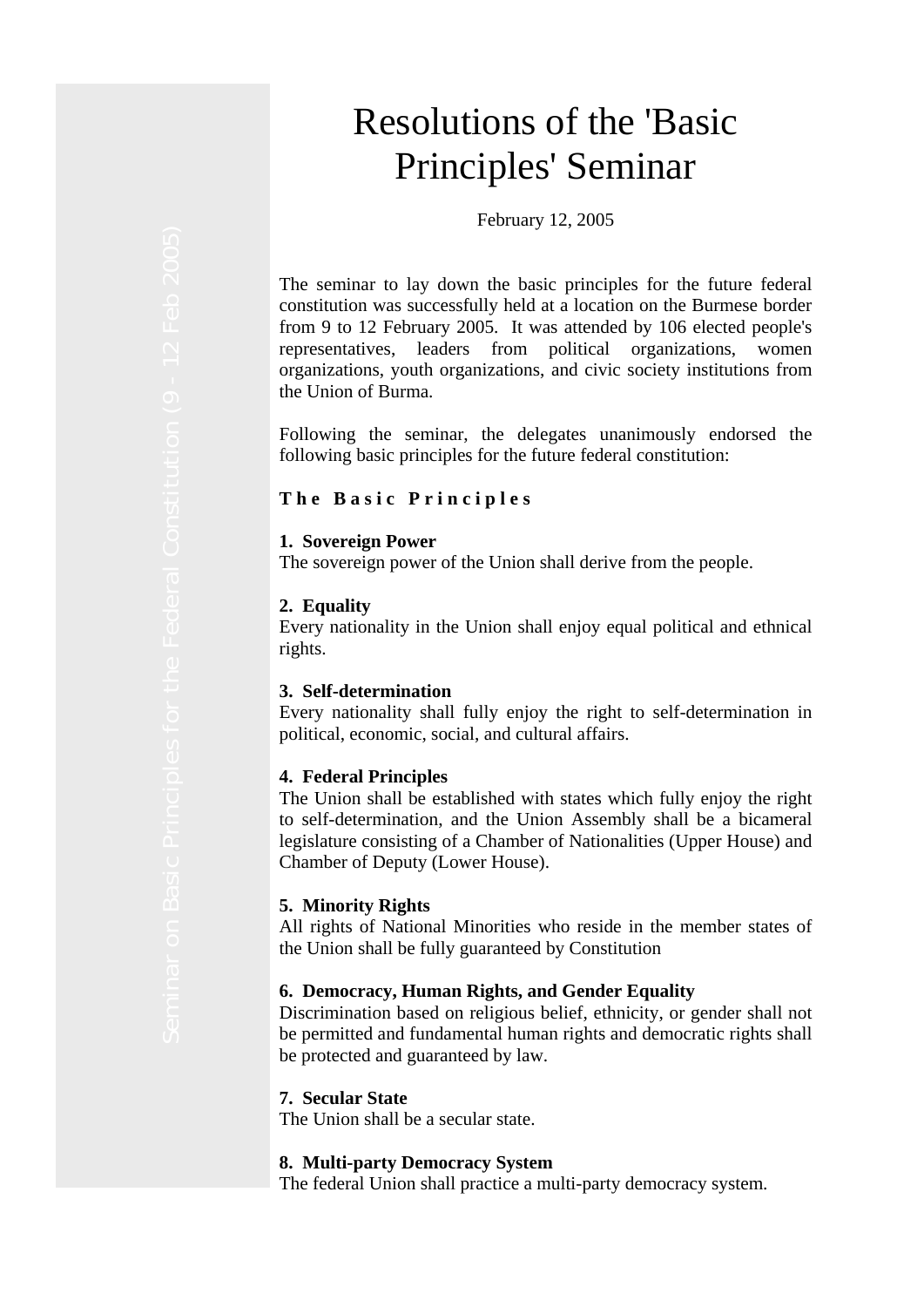# Resolutions of the 'Basic Principles' Seminar

February 12, 2005

The seminar to lay down the basic principles for the future federal constitution was successfully held at a location on the Burmese border from 9 to 12 February 2005. It was attended by 106 elected people's representatives, leaders from political organizations, women organizations, youth organizations, and civic society institutions from the Union of Burma.

Following the seminar, the delegates unanimously endorsed the following basic principles for the future federal constitution:

**The Basic Principles**

**1. Sovereign Power**
The sovereign power of the Union shall derive from the people.

**2. Equality**
Every nationality in the Union shall enjoy equal political and ethnical rights.

**3. Self-determination**
Every nationality shall fully enjoy the right to self-determination in political, economic, social, and cultural affairs.

**4. Federal Principles**
The Union shall be established with states which fully enjoy the right to self-determination, and the Union Assembly shall be a bicameral legislature consisting of a Chamber of Nationalities (Upper House) and Chamber of Deputy (Lower House).

**5. Minority Rights**
All rights of National Minorities who reside in the member states of the Union shall be fully guaranteed by Constitution

**6. Democracy, Human Rights, and Gender Equality**
Discrimination based on religious belief, ethnicity, or gender shall not be permitted and fundamental human rights and democratic rights shall be protected and guaranteed by law.

**7. Secular State**
The Union shall be a secular state.

**8. Multi-party Democracy System**
The federal Union shall practice a multi-party democracy system.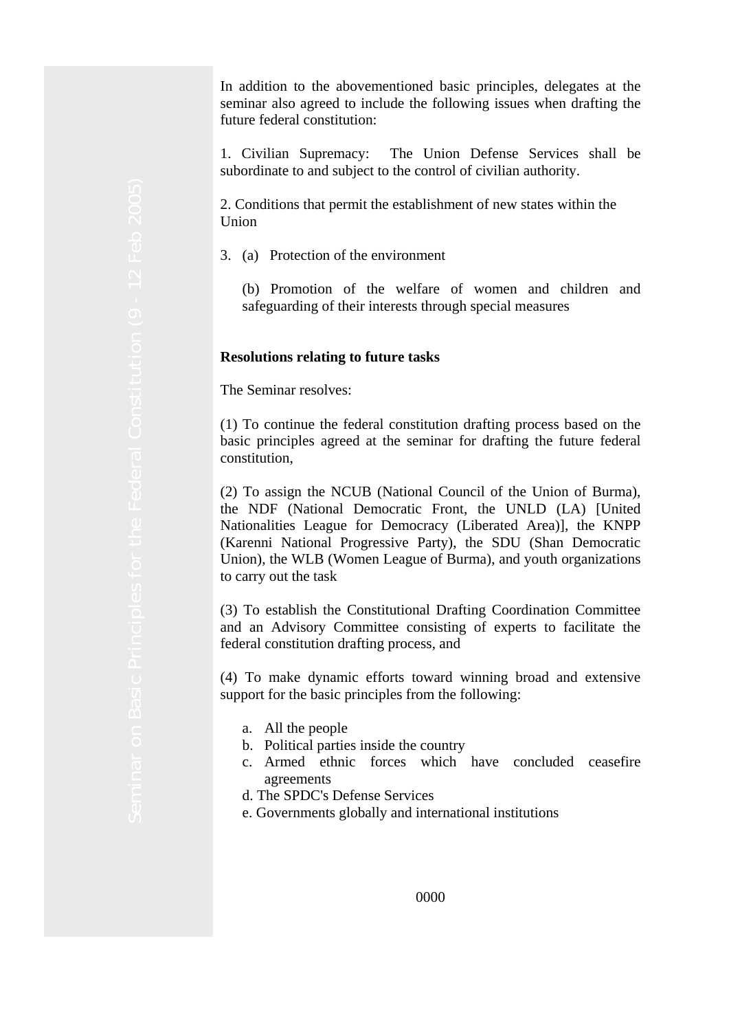In addition to the abovementioned basic principles, delegates at the seminar also agreed to include the following issues when drafting the future federal constitution:

1. Civilian Supremacy: The Union Defense Services shall be subordinate to and subject to the control of civilian authority.

2. Conditions that permit the establishment of new states within the Union

3. (a) Protection of the environment

   (b) Promotion of the welfare of women and children and safeguarding of their interests through special measures

**Resolutions relating to future tasks**

The Seminar resolves:

(1) To continue the federal constitution drafting process based on the basic principles agreed at the seminar for drafting the future federal constitution,

(2) To assign the NCUB (National Council of the Union of Burma), the NDF (National Democratic Front, the UNLD (LA) [United Nationalities League for Democracy (Liberated Area)], the KNPP (Karenni National Progressive Party), the SDU (Shan Democratic Union), the WLB (Women League of Burma), and youth organizations to carry out the task

(3) To establish the Constitutional Drafting Coordination Committee and an Advisory Committee consisting of experts to facilitate the federal constitution drafting process, and

(4) To make dynamic efforts toward winning broad and extensive support for the basic principles from the following:

a. All the people
b. Political parties inside the country
c. Armed ethnic forces which have concluded ceasefire agreements
d. The SPDC's Defense Services
e. Governments globally and international institutions